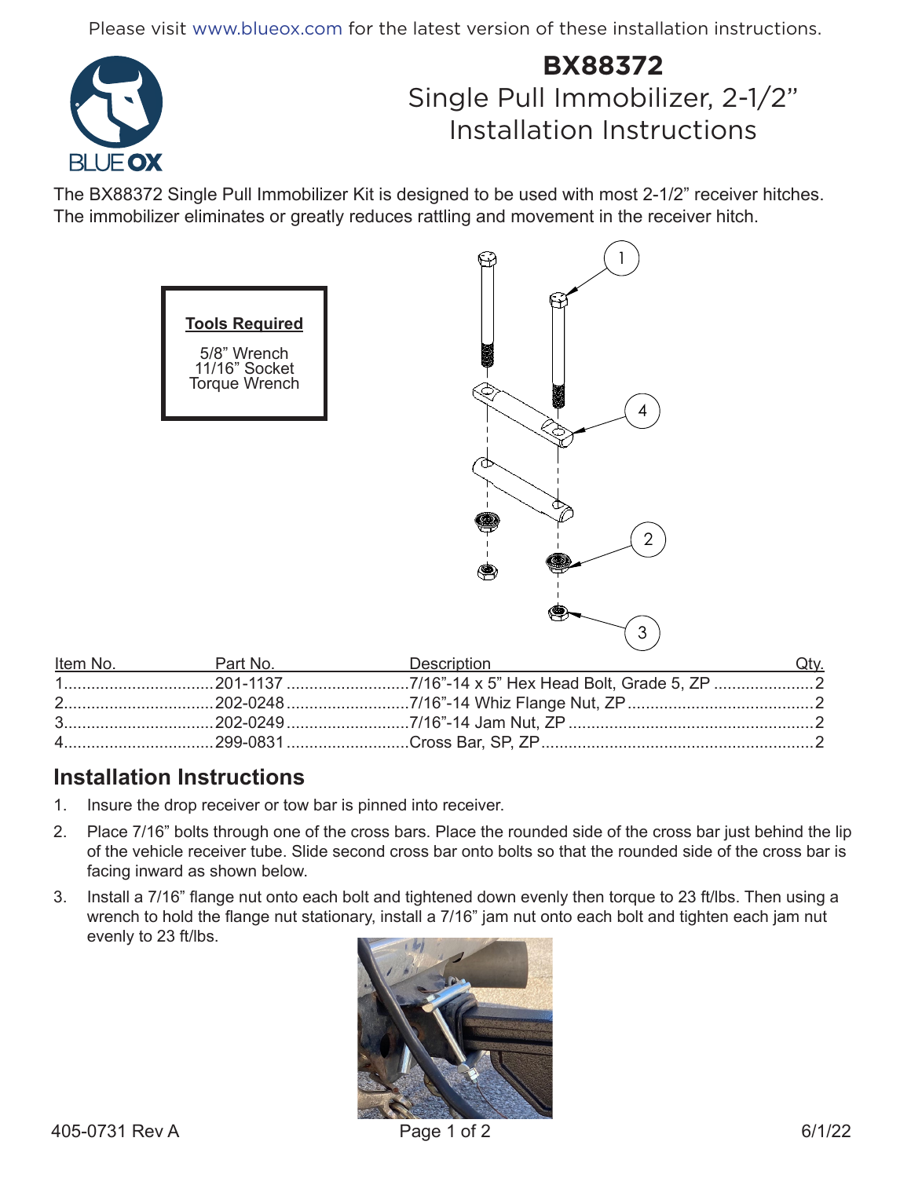Please visit www.blueox.com for the latest version of these installation instructions.

# BX88372
## Single Pull Immobilizer, 2-1/2"
## Installation Instructions

The BX88372 Single Pull Immobilizer Kit is designed to be used with most 2-1/2" receiver hitches. The immobilizer eliminates or greatly reduces rattling and movement in the receiver hitch.

**Tools Required**

5/8" Wrench
11/16" Socket
Torque Wrench

| Item No. | Part No. | Description | Qty. |
|---|---|---|---|
| 1 | 201-1137 | 7/16"-14 x 5" Hex Head Bolt, Grade 5, ZP | 2 |
| 2 | 202-0248 | 7/16"-14 Whiz Flange Nut, ZP | 2 |
| 3 | 202-0249 | 7/16"-14 Jam Nut, ZP | 2 |
| 4 | 299-0831 | Cross Bar, SP, ZP | 2 |

## Installation Instructions

1. Insure the drop receiver or tow bar is pinned into receiver.
2. Place 7/16" bolts through one of the cross bars. Place the rounded side of the cross bar just behind the lip of the vehicle receiver tube. Slide second cross bar onto bolts so that the rounded side of the cross bar is facing inward as shown below.
3. Install a 7/16" flange nut onto each bolt and tightened down evenly then torque to 23 ft/lbs. Then using a wrench to hold the flange nut stationary, install a 7/16" jam nut onto each bolt and tighten each jam nut evenly to 23 ft/lbs.

405-0731 Rev A 6/1/22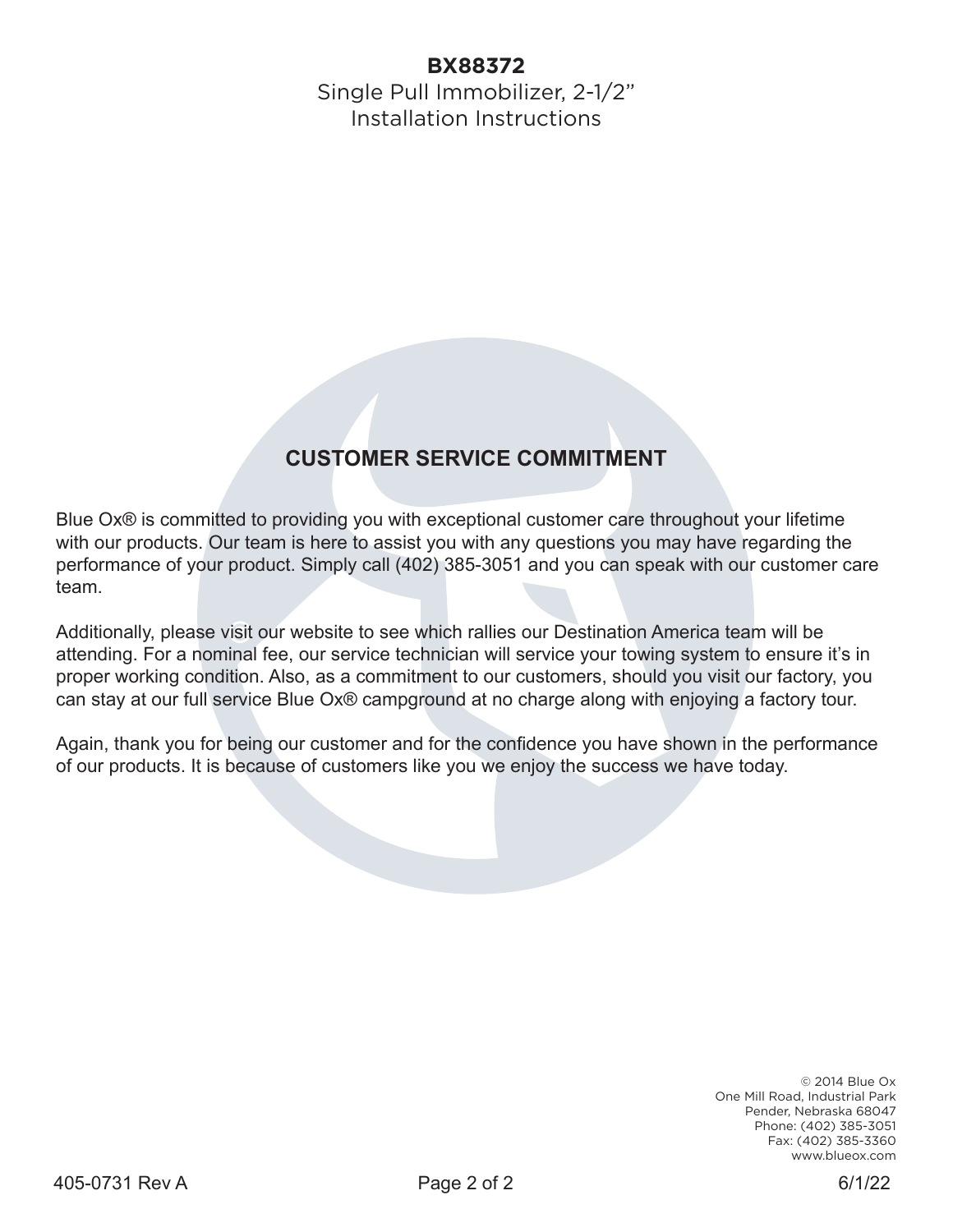## CUSTOMER SERVICE COMMITMENT

Blue Ox® is committed to providing you with exceptional customer care throughout your lifetime with our products. Our team is here to assist you with any questions you may have regarding the performance of your product. Simply call (402) 385-3051 and you can speak with our customer care team.

Additionally, please visit our website to see which rallies our Destination America team will be attending. For a nominal fee, our service technician will service your towing system to ensure it's in proper working condition. Also, as a commitment to our customers, should you visit our factory, you can stay at our full service Blue Ox® campground at no charge along with enjoying a factory tour.

Again, thank you for being our customer and for the confidence you have shown in the performance of our products. It is because of customers like you we enjoy the success we have today.

© 2014 Blue Ox
One Mill Road, Industrial Park
Pender, Nebraska 68047
Phone: (402) 385-3051
Fax: (402) 385-3360
www.blueox.com